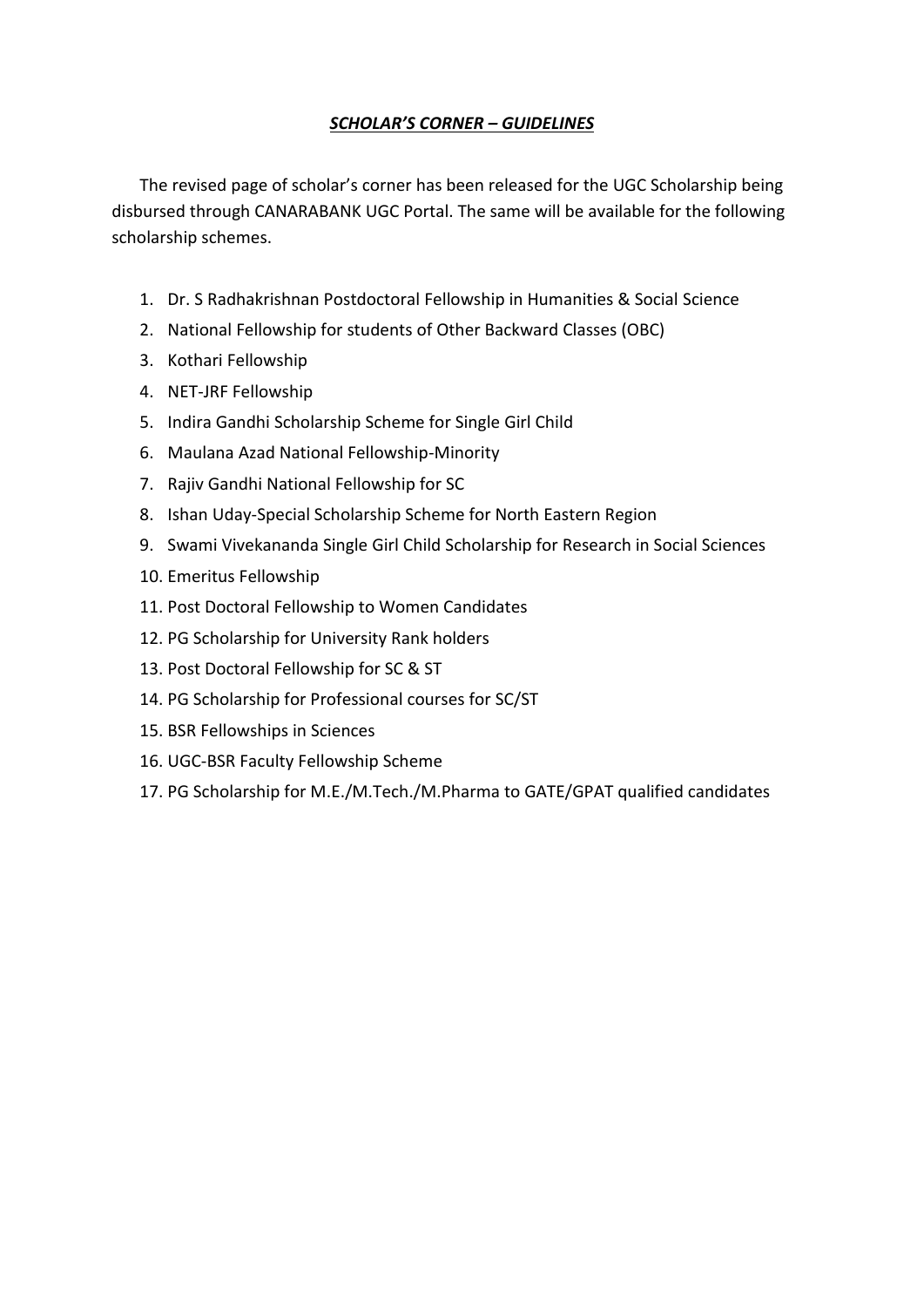# ***SCHOLAR'S CORNER – GUIDELINES***

The revised page of scholar's corner has been released for the UGC Scholarship being disbursed through CANARABANK UGC Portal. The same will be available for the following scholarship schemes.

1. Dr. S Radhakrishnan Postdoctoral Fellowship in Humanities & Social Science
2. National Fellowship for students of Other Backward Classes (OBC)
3. Kothari Fellowship
4. NET-JRF Fellowship
5. Indira Gandhi Scholarship Scheme for Single Girl Child
6. Maulana Azad National Fellowship-Minority
7. Rajiv Gandhi National Fellowship for SC
8. Ishan Uday-Special Scholarship Scheme for North Eastern Region
9. Swami Vivekananda Single Girl Child Scholarship for Research in Social Sciences
10. Emeritus Fellowship
11. Post Doctoral Fellowship to Women Candidates
12. PG Scholarship for University Rank holders
13. Post Doctoral Fellowship for SC & ST
14. PG Scholarship for Professional courses for SC/ST
15. BSR Fellowships in Sciences
16. UGC-BSR Faculty Fellowship Scheme
17. PG Scholarship for M.E./M.Tech./M.Pharma to GATE/GPAT qualified candidates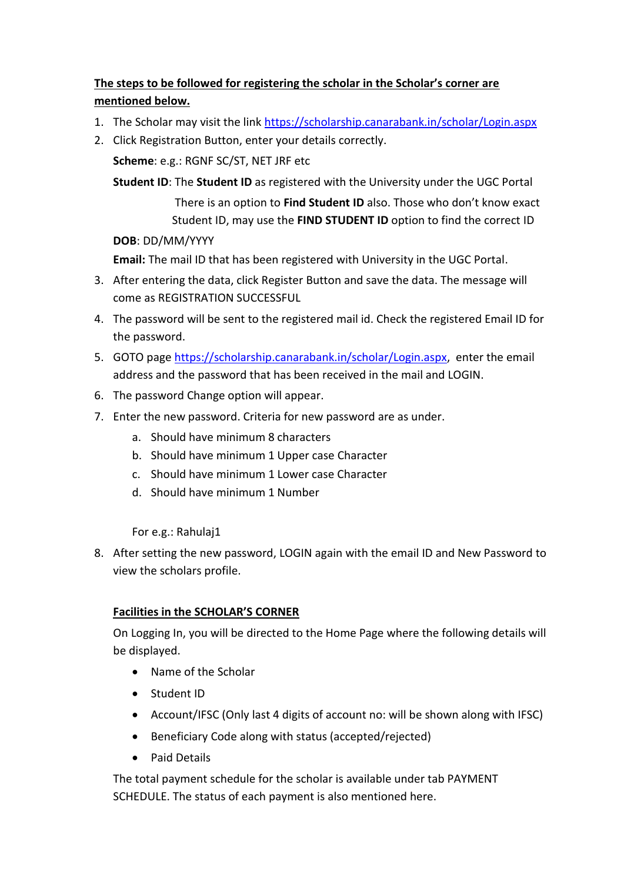**The steps to be followed for registering the scholar in the Scholar's corner are mentioned below.**

1. The Scholar may visit the link https://scholarship.canarabank.in/scholar/Login.aspx
2. Click Registration Button, enter your details correctly.

   **Scheme**: e.g.: RGNF SC/ST, NET JRF etc

   **Student ID**: The **Student ID** as registered with the University under the UGC Portal

   There is an option to **Find Student ID** also. Those who don't know exact Student ID, may use the **FIND STUDENT ID** option to find the correct ID

   **DOB**: DD/MM/YYYY

   **Email:** The mail ID that has been registered with University in the UGC Portal.

3. After entering the data, click Register Button and save the data. The message will come as REGISTRATION SUCCESSFUL
4. The password will be sent to the registered mail id. Check the registered Email ID for the password.
5. GOTO page https://scholarship.canarabank.in/scholar/Login.aspx, enter the email address and the password that has been received in the mail and LOGIN.
6. The password Change option will appear.
7. Enter the new password. Criteria for new password are as under.
   a. Should have minimum 8 characters
   b. Should have minimum 1 Upper case Character
   c. Should have minimum 1 Lower case Character
   d. Should have minimum 1 Number

   For e.g.: Rahulaj1

8. After setting the new password, LOGIN again with the email ID and New Password to view the scholars profile.

**Facilities in the SCHOLAR'S CORNER**

On Logging In, you will be directed to the Home Page where the following details will be displayed.

- Name of the Scholar
- Student ID
- Account/IFSC (Only last 4 digits of account no: will be shown along with IFSC)
- Beneficiary Code along with status (accepted/rejected)
- Paid Details

The total payment schedule for the scholar is available under tab PAYMENT SCHEDULE. The status of each payment is also mentioned here.